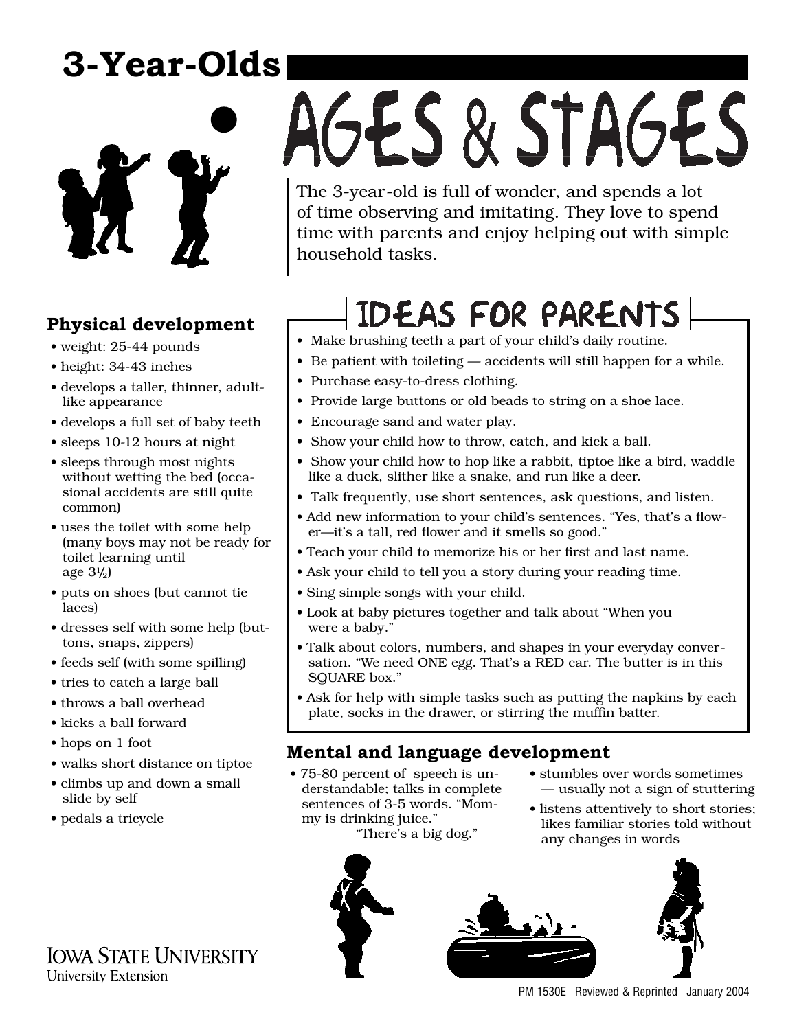# 3-Year-Olds

# AGES & STAGES

The 3-year-old is full of wonder, and spends a lot of time observing and imitating. They love to spend time with parents and enjoy helping out with simple household tasks.

## Physical development

- weight: 25-44 pounds
- height: 34-43 inches
- develops a taller, thinner, adult-like appearance
- develops a full set of baby teeth
- sleeps 10-12 hours at night
- sleeps through most nights without wetting the bed (occasional accidents are still quite common)
- uses the toilet with some help (many boys may not be ready for toilet learning until age 3½)
- puts on shoes (but cannot tie laces)
- dresses self with some help (buttons, snaps, zippers)
- feeds self (with some spilling)
- tries to catch a large ball
- throws a ball overhead
- kicks a ball forward
- hops on 1 foot
- walks short distance on tiptoe
- climbs up and down a small slide by self
- pedals a tricycle

## IDEAS FOR PARENTS

- Make brushing teeth a part of your child's daily routine.
- Be patient with toileting — accidents will still happen for a while.
- Purchase easy-to-dress clothing.
- Provide large buttons or old beads to string on a shoe lace.
- Encourage sand and water play.
- Show your child how to throw, catch, and kick a ball.
- Show your child how to hop like a rabbit, tiptoe like a bird, waddle like a duck, slither like a snake, and run like a deer.
- Talk frequently, use short sentences, ask questions, and listen.
- Add new information to your child's sentences. "Yes, that's a flower—it's a tall, red flower and it smells so good."
- Teach your child to memorize his or her first and last name.
- Ask your child to tell you a story during your reading time.
- Sing simple songs with your child.
- Look at baby pictures together and talk about "When you were a baby."
- Talk about colors, numbers, and shapes in your everyday conversation. "We need ONE egg. That's a RED car. The butter is in this SQUARE box."
- Ask for help with simple tasks such as putting the napkins by each plate, socks in the drawer, or stirring the muffin batter.

## Mental and language development

- 75-80 percent of speech is understandable; talks in complete sentences of 3-5 words. "Mommy is drinking juice." "There's a big dog."
- stumbles over words sometimes — usually not a sign of stuttering
- listens attentively to short stories; likes familiar stories told without any changes in words

IOWA STATE UNIVERSITY
University Extension

PM 1530E Reviewed & Reprinted January 2004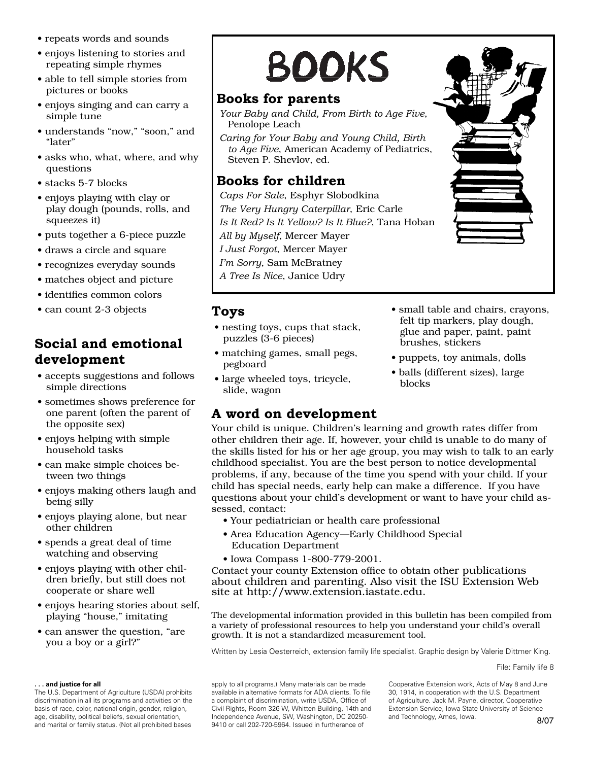- repeats words and sounds
- enjoys listening to stories and repeating simple rhymes
- able to tell simple stories from pictures or books
- enjoys singing and can carry a simple tune
- understands "now," "soon," and "later"
- asks who, what, where, and why questions
- stacks 5-7 blocks
- enjoys playing with clay or play dough (pounds, rolls, and squeezes it)
- puts together a 6-piece puzzle
- draws a circle and square
- recognizes everyday sounds
- matches object and picture
- identifies common colors
- can count 2-3 objects

## Social and emotional development

- accepts suggestions and follows simple directions
- sometimes shows preference for one parent (often the parent of the opposite sex)
- enjoys helping with simple household tasks
- can make simple choices between two things
- enjoys making others laugh and being silly
- enjoys playing alone, but near other children
- spends a great deal of time watching and observing
- enjoys playing with other children briefly, but still does not cooperate or share well
- enjoys hearing stories about self, playing "house," imitating
- can answer the question, "are you a boy or a girl?"

# BOOKS

## Books for parents

*Your Baby and Child, From Birth to Age Five*, Penolope Leach

*Caring for Your Baby and Young Child, Birth to Age Five*, American Academy of Pediatrics, Steven P. Shevlov, ed.

## Books for children

*Caps For Sale*, Esphyr Slobodkina

*The Very Hungry Caterpillar*, Eric Carle

*Is It Red? Is It Yellow? Is It Blue?*, Tana Hoban

*All by Myself*, Mercer Mayer

*I Just Forgot*, Mercer Mayer

*I'm Sorry*, Sam McBratney

*A Tree Is Nice*, Janice Udry

## Toys

- nesting toys, cups that stack, puzzles (3-6 pieces)
- matching games, small pegs, pegboard
- large wheeled toys, tricycle, slide, wagon
- small table and chairs, crayons, felt tip markers, play dough, glue and paper, paint, paint brushes, stickers
- puppets, toy animals, dolls
- balls (different sizes), large blocks

## A word on development

Your child is unique. Children's learning and growth rates differ from other children their age. If, however, your child is unable to do many of the skills listed for his or her age group, you may wish to talk to an early childhood specialist. You are the best person to notice developmental problems, if any, because of the time you spend with your child. If your child has special needs, early help can make a difference. If you have questions about your child's development or want to have your child assessed, contact:

- Your pediatrician or health care professional
- Area Education Agency—Early Childhood Special Education Department
- Iowa Compass 1-800-779-2001.

Contact your county Extension office to obtain other publications about children and parenting. Also visit the ISU Extension Web site at http://www.extension.iastate.edu.

The developmental information provided in this bulletin has been compiled from a variety of professional resources to help you understand your child's overall growth. It is not a standardized measurement tool.

Written by Lesia Oesterreich, extension family life specialist. Graphic design by Valerie Dittmer King.

File: Family life 8

**. . . and justice for all**
The U.S. Department of Agriculture (USDA) prohibits discrimination in all its programs and activities on the basis of race, color, national origin, gender, religion, age, disability, political beliefs, sexual orientation, and marital or family status. (Not all prohibited bases apply to all programs.) Many materials can be made available in alternative formats for ADA clients. To file a complaint of discrimination, write USDA, Office of Civil Rights, Room 326-W, Whitten Building, 14th and Independence Avenue, SW, Washington, DC 20250-9410 or call 202-720-5964. Issued in furtherance of Cooperative Extension work, Acts of May 8 and June 30, 1914, in cooperation with the U.S. Department of Agriculture. Jack M. Payne, director, Cooperative Extension Service, Iowa State University of Science and Technology, Ames, Iowa.

8/07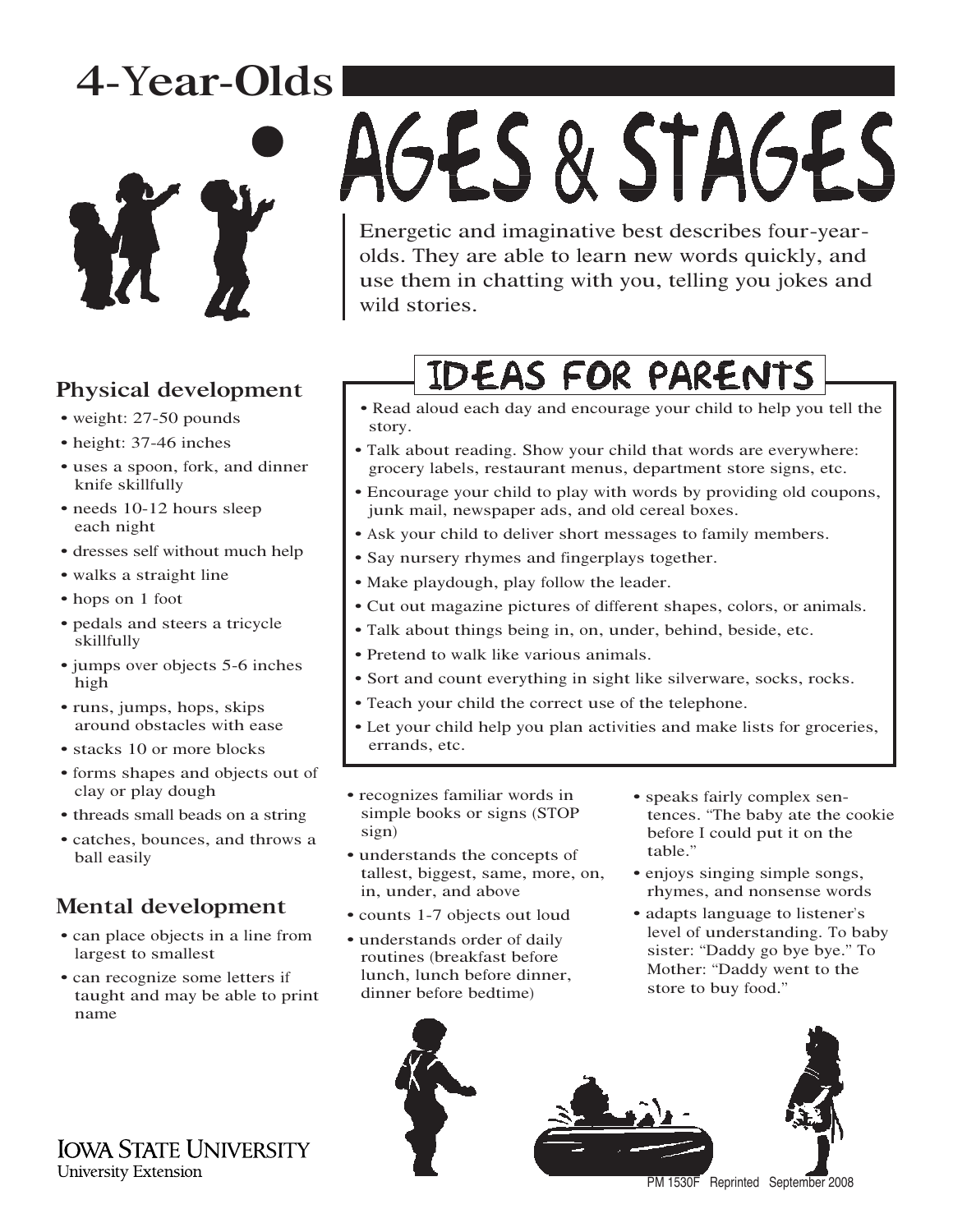# 4-Year-Olds

# AGES & STAGES

Energetic and imaginative best describes four-year-olds. They are able to learn new words quickly, and use them in chatting with you, telling you jokes and wild stories.

## IDEAS FOR PARENTS

- Read aloud each day and encourage your child to help you tell the story.
- Talk about reading. Show your child that words are everywhere: grocery labels, restaurant menus, department store signs, etc.
- Encourage your child to play with words by providing old coupons, junk mail, newspaper ads, and old cereal boxes.
- Ask your child to deliver short messages to family members.
- Say nursery rhymes and fingerplays together.
- Make playdough, play follow the leader.
- Cut out magazine pictures of different shapes, colors, or animals.
- Talk about things being in, on, under, behind, beside, etc.
- Pretend to walk like various animals.
- Sort and count everything in sight like silverware, socks, rocks.
- Teach your child the correct use of the telephone.
- Let your child help you plan activities and make lists for groceries, errands, etc.

## Physical development

- weight: 27-50 pounds
- height: 37-46 inches
- uses a spoon, fork, and dinner knife skillfully
- needs 10-12 hours sleep each night
- dresses self without much help
- walks a straight line
- hops on 1 foot
- pedals and steers a tricycle skillfully
- jumps over objects 5-6 inches high
- runs, jumps, hops, skips around obstacles with ease
- stacks 10 or more blocks
- forms shapes and objects out of clay or play dough
- threads small beads on a string
- catches, bounces, and throws a ball easily

## Mental development

- can place objects in a line from largest to smallest
- can recognize some letters if taught and may be able to print name
- recognizes familiar words in simple books or signs (STOP sign)
- understands the concepts of tallest, biggest, same, more, on, in, under, and above
- counts 1-7 objects out loud
- understands order of daily routines (breakfast before lunch, lunch before dinner, dinner before bedtime)
- speaks fairly complex sentences. "The baby ate the cookie before I could put it on the table."
- enjoys singing simple songs, rhymes, and nonsense words
- adapts language to listener's level of understanding. To baby sister: "Daddy go bye bye." To Mother: "Daddy went to the store to buy food."

IOWA STATE UNIVERSITY
University Extension

PM 1530F Reprinted September 2008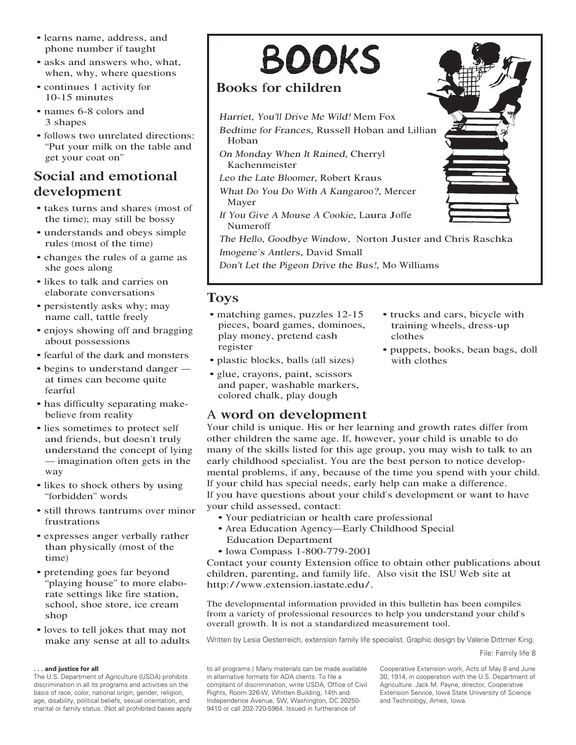- learns name, address, and phone number if taught
- asks and answers who, what, when, why, where questions
- continues 1 activity for 10-15 minutes
- names 6-8 colors and 3 shapes
- follows two unrelated directions: "Put your milk on the table and get your coat on"

## Social and emotional development

- takes turns and shares (most of the time); may still be bossy
- understands and obeys simple rules (most of the time)
- changes the rules of a game as she goes along
- likes to talk and carries on elaborate conversations
- persistently asks why; may name call, tattle freely
- enjoys showing off and bragging about possessions
- fearful of the dark and monsters
- begins to understand danger — at times can become quite fearful
- has difficulty separating make-believe from reality
- lies sometimes to protect self and friends, but doesn't truly understand the concept of lying — imagination often gets in the way
- likes to shock others by using "forbidden" words
- still throws tantrums over minor frustrations
- expresses anger verbally rather than physically (most of the time)
- pretending goes far beyond "playing house" to more elaborate settings like fire station, school, shoe store, ice cream shop
- loves to tell jokes that may not make any sense at all to adults

# BOOKS

## Books for children

*Harriet, You'll Drive Me Wild!* Mem Fox

*Bedtime for Frances*, Russell Hoban and Lillian Hoban

*On Monday When It Rained*, Cherryl Kachenmeister

*Leo the Late Bloomer*, Robert Kraus

*What Do You Do With A Kangaroo?*, Mercer Mayer

*If You Give A Mouse A Cookie*, Laura Joffe Numeroff

*The Hello, Goodbye Window*, Norton Juster and Chris Raschka

*Imogene's Antlers*, David Small

*Don't Let the Pigeon Drive the Bus!*, Mo Williams

## Toys

- matching games, puzzles 12-15 pieces, board games, dominoes, play money, pretend cash register
- plastic blocks, balls (all sizes)
- glue, crayons, paint, scissors and paper, washable markers, colored chalk, play dough
- trucks and cars, bicycle with training wheels, dress-up clothes
- puppets, books, bean bags, doll with clothes

## A word on development

Your child is unique. His or her learning and growth rates differ from other children the same age. If, however, your child is unable to do many of the skills listed for this age group, you may wish to talk to an early childhood specialist. You are the best person to notice developmental problems, if any, because of the time you spend with your child. If your child has special needs, early help can make a difference. If you have questions about your child's development or want to have your child assessed, contact:

- Your pediatrician or health care professional
- Area Education Agency—Early Childhood Special Education Department
- Iowa Compass 1-800-779-2001

Contact your county Extension office to obtain other publications about children, parenting, and family life. Also visit the ISU Web site at http://www.extension.iastate.edu/.

The developmental information provided in this bulletin has been compiles from a variety of professional resources to help you understand your child's overall growth. It is not a standardized measurement tool.

Written by Lesia Oesterreich, extension family life specialist. Graphic design by Valerie Dittmer King.

File: Family life 8

**. . . and justice for all**

The U.S. Department of Agriculture (USDA) prohibits discrimination in all its programs and activities on the basis of race, color, national origin, gender, religion, age, disability, political beliefs, sexual orientation, and marital or family status. (Not all prohibited bases apply to all programs.) Many materials can be made available in alternative formats for ADA clients. To file a complaint of discrimination, write USDA, Office of Civil Rights, Room 326-W, Whitten Building, 14th and Independence Avenue, SW, Washington, DC 20250-9410 or call 202-720-5964. Issued in furtherance of Cooperative Extension work, Acts of May 8 and June 30, 1914, in cooperation with the U.S. Department of Agriculture. Jack M. Payne, director, Cooperative Extension Service, Iowa State University of Science and Technology, Ames, Iowa.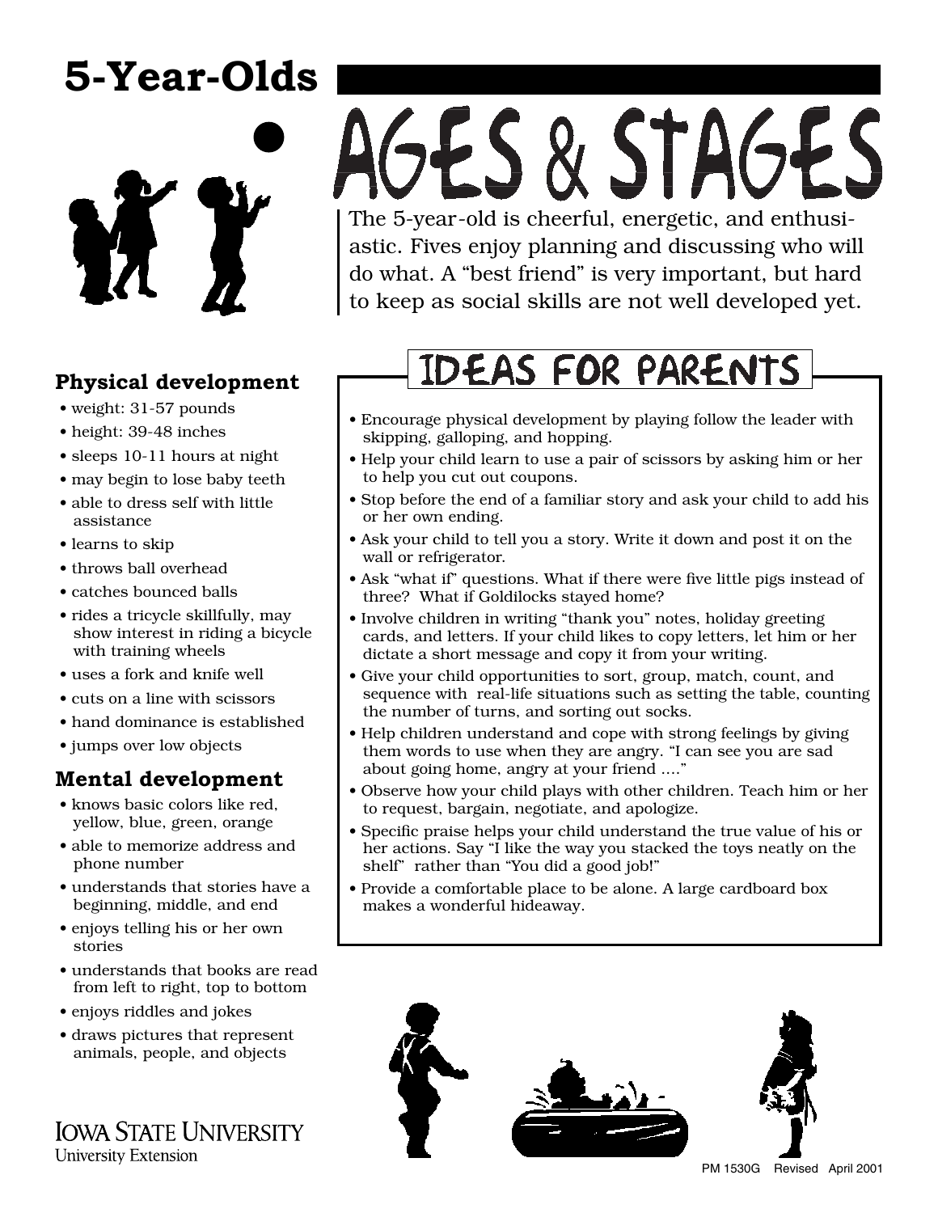# 5-Year-Olds

# AGES & STAGES

The 5-year-old is cheerful, energetic, and enthusiastic. Fives enjoy planning and discussing who will do what. A "best friend" is very important, but hard to keep as social skills are not well developed yet.

## Physical development

- weight: 31-57 pounds
- height: 39-48 inches
- sleeps 10-11 hours at night
- may begin to lose baby teeth
- able to dress self with little assistance
- learns to skip
- throws ball overhead
- catches bounced balls
- rides a tricycle skillfully, may show interest in riding a bicycle with training wheels
- uses a fork and knife well
- cuts on a line with scissors
- hand dominance is established
- jumps over low objects

## Mental development

- knows basic colors like red, yellow, blue, green, orange
- able to memorize address and phone number
- understands that stories have a beginning, middle, and end
- enjoys telling his or her own stories
- understands that books are read from left to right, top to bottom
- enjoys riddles and jokes
- draws pictures that represent animals, people, and objects

## IDEAS FOR PARENTS

- Encourage physical development by playing follow the leader with skipping, galloping, and hopping.
- Help your child learn to use a pair of scissors by asking him or her to help you cut out coupons.
- Stop before the end of a familiar story and ask your child to add his or her own ending.
- Ask your child to tell you a story. Write it down and post it on the wall or refrigerator.
- Ask "what if" questions. What if there were five little pigs instead of three? What if Goldilocks stayed home?
- Involve children in writing "thank you" notes, holiday greeting cards, and letters. If your child likes to copy letters, let him or her dictate a short message and copy it from your writing.
- Give your child opportunities to sort, group, match, count, and sequence with real-life situations such as setting the table, counting the number of turns, and sorting out socks.
- Help children understand and cope with strong feelings by giving them words to use when they are angry. "I can see you are sad about going home, angry at your friend …."
- Observe how your child plays with other children. Teach him or her to request, bargain, negotiate, and apologize.
- Specific praise helps your child understand the true value of his or her actions. Say "I like the way you stacked the toys neatly on the shelf" rather than "You did a good job!"
- Provide a comfortable place to be alone. A large cardboard box makes a wonderful hideaway.

IOWA STATE UNIVERSITY
University Extension

PM 1530G Revised April 2001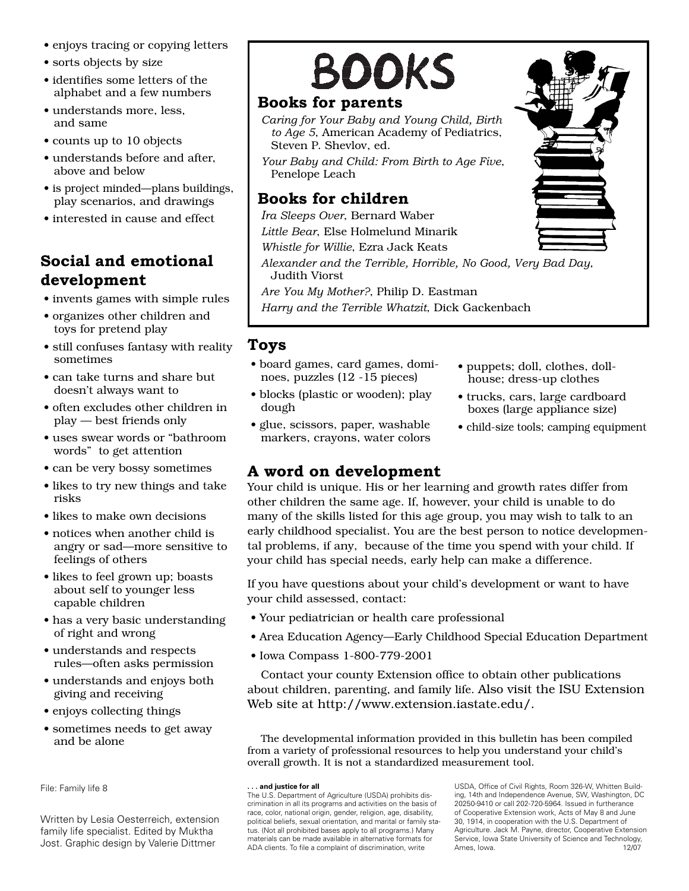- enjoys tracing or copying letters
- sorts objects by size
- identifies some letters of the alphabet and a few numbers
- understands more, less, and same
- counts up to 10 objects
- understands before and after, above and below
- is project minded—plans buildings, play scenarios, and drawings
- interested in cause and effect

## Social and emotional development

- invents games with simple rules
- organizes other children and toys for pretend play
- still confuses fantasy with reality sometimes
- can take turns and share but doesn't always want to
- often excludes other children in play — best friends only
- uses swear words or "bathroom words" to get attention
- can be very bossy sometimes
- likes to try new things and take risks
- likes to make own decisions
- notices when another child is angry or sad—more sensitive to feelings of others
- likes to feel grown up; boasts about self to younger less capable children
- has a very basic understanding of right and wrong
- understands and respects rules—often asks permission
- understands and enjoys both giving and receiving
- enjoys collecting things
- sometimes needs to get away and be alone

# BOOKS

## Books for parents

*Caring for Your Baby and Young Child, Birth to Age 5*, American Academy of Pediatrics, Steven P. Shevlov, ed.

*Your Baby and Child: From Birth to Age Five*, Penelope Leach

## Books for children

*Ira Sleeps Over*, Bernard Waber

*Little Bear*, Else Holmelund Minarik

*Whistle for Willie*, Ezra Jack Keats

*Alexander and the Terrible, Horrible, No Good, Very Bad Day*, Judith Viorst

*Are You My Mother?*, Philip D. Eastman

*Harry and the Terrible Whatzit*, Dick Gackenbach

## Toys

- board games, card games, dominoes, puzzles (12 -15 pieces)
- blocks (plastic or wooden); play dough
- glue, scissors, paper, washable markers, crayons, water colors
- puppets; doll, clothes, dollhouse; dress-up clothes
- trucks, cars, large cardboard boxes (large appliance size)
- child-size tools; camping equipment

## A word on development

Your child is unique. His or her learning and growth rates differ from other children the same age. If, however, your child is unable to do many of the skills listed for this age group, you may wish to talk to an early childhood specialist. You are the best person to notice developmental problems, if any, because of the time you spend with your child. If your child has special needs, early help can make a difference.

If you have questions about your child's development or want to have your child assessed, contact:

- Your pediatrician or health care professional
- Area Education Agency—Early Childhood Special Education Department
- Iowa Compass 1-800-779-2001

Contact your county Extension office to obtain other publications about children, parenting, and family life. Also visit the ISU Extension Web site at http://www.extension.iastate.edu/.

The developmental information provided in this bulletin has been compiled from a variety of professional resources to help you understand your child's overall growth. It is not a standardized measurement tool.

File: Family life 8

Written by Lesia Oesterreich, extension family life specialist. Edited by Muktha Jost. Graphic design by Valerie Dittmer

**. . . and justice for all**
The U.S. Department of Agriculture (USDA) prohibits discrimination in all its programs and activities on the basis of race, color, national origin, gender, religion, age, disability, political beliefs, sexual orientation, and marital or family status. (Not all prohibited bases apply to all programs.) Many materials can be made available in alternative formats for ADA clients. To file a complaint of discrimination, write USDA, Office of Civil Rights, Room 326-W, Whitten Building, 14th and Independence Avenue, SW, Washington, DC 20250-9410 or call 202-720-5964. Issued in furtherance of Cooperative Extension work, Acts of May 8 and June 30, 1914, in cooperation with the U.S. Department of Agriculture. Jack M. Payne, director, Cooperative Extension Service, Iowa State University of Science and Technology, Ames, Iowa. 12/07